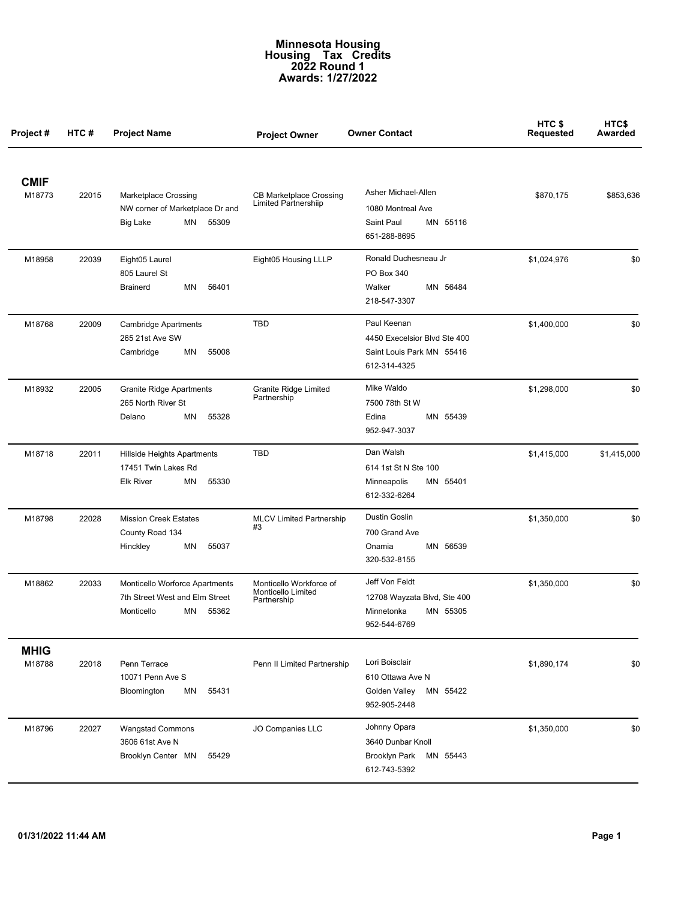# Minnesota Housing
# Housing Tax Credits
# 2022 Round 1
# Awards: 1/27/2022

| Project # | HTC # | Project Name | Project Owner | Owner Contact | HTC $ Requested | HTC$ Awarded |
|---|---|---|---|---|---|---|
| **CMIF** | | | | | | |
| M18773 | 22015 | Marketplace Crossing<br>NW corner of Marketplace Dr and<br>Big Lake MN 55309 | CB Marketplace Crossing Limited Partnershiip | Asher Michael-Allen<br>1080 Montreal Ave<br>Saint Paul MN 55116<br>651-288-8695 | $870,175 | $853,636 |
| M18958 | 22039 | Eight05 Laurel<br>805 Laurel St<br>Brainerd MN 56401 | Eight05 Housing LLLP | Ronald Duchesneau Jr<br>PO Box 340<br>Walker MN 56484<br>218-547-3307 | $1,024,976 | $0 |
| M18768 | 22009 | Cambridge Apartments<br>265 21st Ave SW<br>Cambridge MN 55008 | TBD | Paul Keenan<br>4450 Execelsior Blvd Ste 400<br>Saint Louis Park MN 55416<br>612-314-4325 | $1,400,000 | $0 |
| M18932 | 22005 | Granite Ridge Apartments<br>265 North River St<br>Delano MN 55328 | Granite Ridge Limited Partnership | Mike Waldo<br>7500 78th St W<br>Edina MN 55439<br>952-947-3037 | $1,298,000 | $0 |
| M18718 | 22011 | Hillside Heights Apartments<br>17451 Twin Lakes Rd<br>Elk River MN 55330 | TBD | Dan Walsh<br>614 1st St N Ste 100<br>Minneapolis MN 55401<br>612-332-6264 | $1,415,000 | $1,415,000 |
| M18798 | 22028 | Mission Creek Estates<br>County Road 134<br>Hinckley MN 55037 | MLCV Limited Partnership #3 | Dustin Goslin<br>700 Grand Ave<br>Onamia MN 56539<br>320-532-8155 | $1,350,000 | $0 |
| M18862 | 22033 | Monticello Worforce Apartments<br>7th Street West and Elm Street<br>Monticello MN 55362 | Monticello Workforce of Monticello Limited Partnership | Jeff Von Feldt<br>12708 Wayzata Blvd, Ste 400<br>Minnetonka MN 55305<br>952-544-6769 | $1,350,000 | $0 |
| **MHIG** | | | | | | |
| M18788 | 22018 | Penn Terrace<br>10071 Penn Ave S<br>Bloomington MN 55431 | Penn II Limited Partnership | Lori Boisclair<br>610 Ottawa Ave N<br>Golden Valley MN 55422<br>952-905-2448 | $1,890,174 | $0 |
| M18796 | 22027 | Wangstad Commons<br>3606 61st Ave N<br>Brooklyn Center MN 55429 | JO Companies LLC | Johnny Opara<br>3640 Dunbar Knoll<br>Brooklyn Park MN 55443<br>612-743-5392 | $1,350,000 | $0 |

01/31/2022 11:44 AM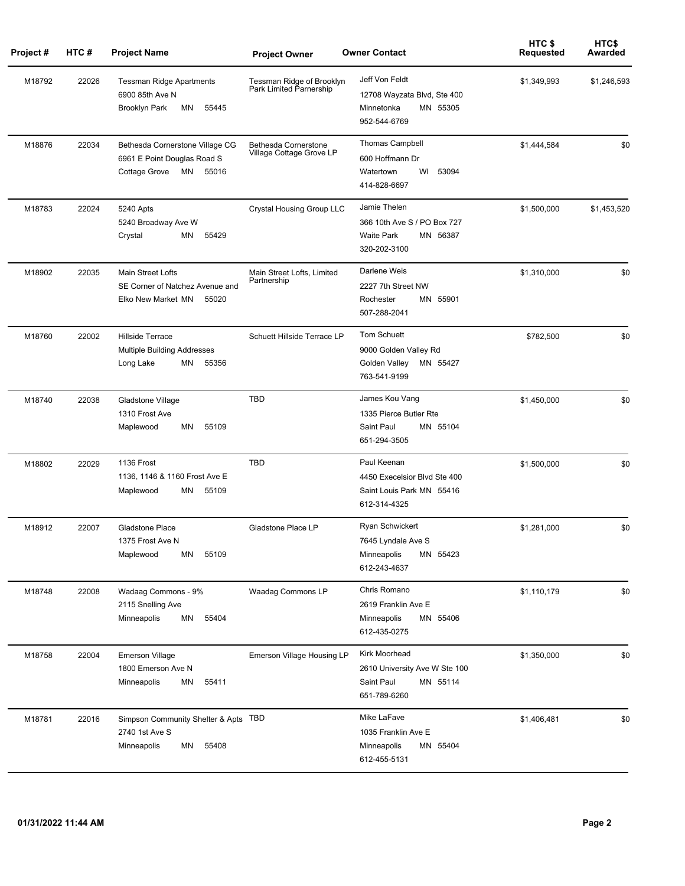| Project # | HTC # | Project Name | Project Owner | Owner Contact | HTC $ Requested | HTC$ Awarded |
|---|---|---|---|---|---|---|
| M18792 | 22026 | Tessman Ridge Apartments<br>6900 85th Ave N<br>Brooklyn Park MN 55445 | Tessman Ridge of Brooklyn Park Limited Parnership | Jeff Von Feldt<br>12708 Wayzata Blvd, Ste 400<br>Minnetonka MN 55305<br>952-544-6769 | $1,349,993 | $1,246,593 |
| M18876 | 22034 | Bethesda Cornerstone Village CG<br>6961 E Point Douglas Road S<br>Cottage Grove MN 55016 | Bethesda Cornerstone Village Cottage Grove LP | Thomas Campbell<br>600 Hoffmann Dr<br>Watertown WI 53094<br>414-828-6697 | $1,444,584 | $0 |
| M18783 | 22024 | 5240 Apts<br>5240 Broadway Ave W<br>Crystal MN 55429 | Crystal Housing Group LLC | Jamie Thelen<br>366 10th Ave S / PO Box 727<br>Waite Park MN 56387<br>320-202-3100 | $1,500,000 | $1,453,520 |
| M18902 | 22035 | Main Street Lofts<br>SE Corner of Natchez Avenue and<br>Elko New Market MN 55020 | Main Street Lofts, Limited Partnership | Darlene Weis<br>2227 7th Street NW<br>Rochester MN 55901<br>507-288-2041 | $1,310,000 | $0 |
| M18760 | 22002 | Hillside Terrace<br>Multiple Building Addresses<br>Long Lake MN 55356 | Schuett Hillside Terrace LP | Tom Schuett<br>9000 Golden Valley Rd<br>Golden Valley MN 55427<br>763-541-9199 | $782,500 | $0 |
| M18740 | 22038 | Gladstone Village<br>1310 Frost Ave<br>Maplewood MN 55109 | TBD | James Kou Vang<br>1335 Pierce Butler Rte<br>Saint Paul MN 55104<br>651-294-3505 | $1,450,000 | $0 |
| M18802 | 22029 | 1136 Frost<br>1136, 1146 & 1160 Frost Ave E<br>Maplewood MN 55109 | TBD | Paul Keenan<br>4450 Execelsior Blvd Ste 400<br>Saint Louis Park MN 55416<br>612-314-4325 | $1,500,000 | $0 |
| M18912 | 22007 | Gladstone Place<br>1375 Frost Ave N<br>Maplewood MN 55109 | Gladstone Place LP | Ryan Schwickert<br>7645 Lyndale Ave S<br>Minneapolis MN 55423<br>612-243-4637 | $1,281,000 | $0 |
| M18748 | 22008 | Wadaag Commons - 9%<br>2115 Snelling Ave<br>Minneapolis MN 55404 | Waadag Commons LP | Chris Romano<br>2619 Franklin Ave E<br>Minneapolis MN 55406<br>612-435-0275 | $1,110,179 | $0 |
| M18758 | 22004 | Emerson Village<br>1800 Emerson Ave N<br>Minneapolis MN 55411 | Emerson Village Housing LP | Kirk Moorhead<br>2610 University Ave W Ste 100<br>Saint Paul MN 55114<br>651-789-6260 | $1,350,000 | $0 |
| M18781 | 22016 | Simpson Community Shelter & Apts<br>2740 1st Ave S<br>Minneapolis MN 55408 | TBD | Mike LaFave<br>1035 Franklin Ave E<br>Minneapolis MN 55404<br>612-455-5131 | $1,406,481 | $0 |

01/31/2022 11:44 AM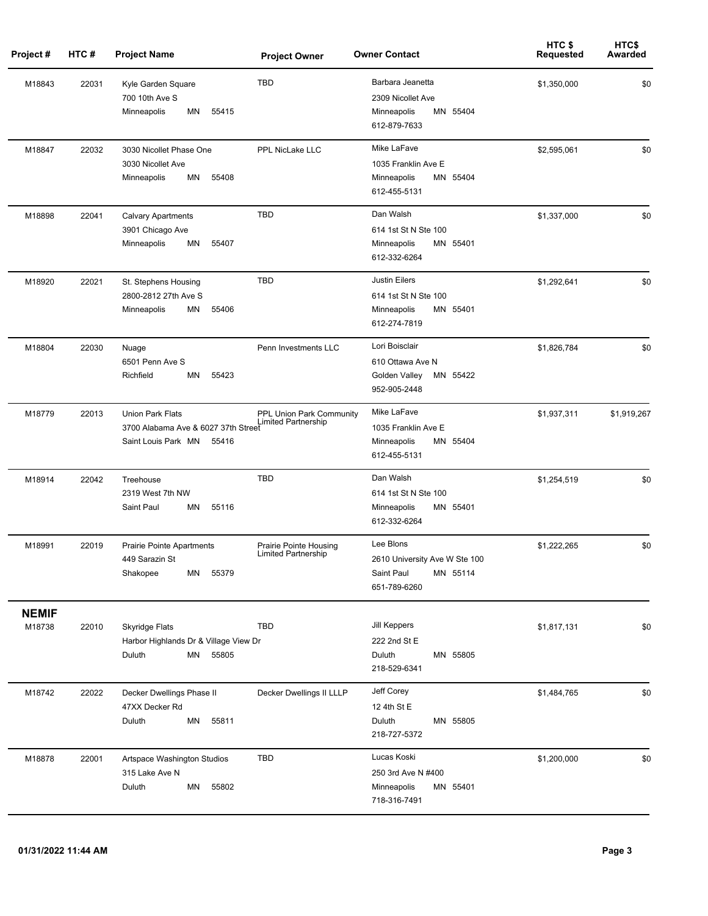| Project # | HTC # | Project Name | Project Owner | Owner Contact | HTC $ Requested | HTC$ Awarded |
| --- | --- | --- | --- | --- | --- | --- |
| M18843 | 22031 | Kyle Garden Square<br>700 10th Ave S<br>Minneapolis MN 55415 | TBD | Barbara Jeanetta<br>2309 Nicollet Ave<br>Minneapolis MN 55404<br>612-879-7633 | $1,350,000 | $0 |
| M18847 | 22032 | 3030 Nicollet Phase One<br>3030 Nicollet Ave<br>Minneapolis MN 55408 | PPL NicLake LLC | Mike LaFave<br>1035 Franklin Ave E<br>Minneapolis MN 55404<br>612-455-5131 | $2,595,061 | $0 |
| M18898 | 22041 | Calvary Apartments<br>3901 Chicago Ave<br>Minneapolis MN 55407 | TBD | Dan Walsh<br>614 1st St N Ste 100<br>Minneapolis MN 55401<br>612-332-6264 | $1,337,000 | $0 |
| M18920 | 22021 | St. Stephens Housing<br>2800-2812 27th Ave S<br>Minneapolis MN 55406 | TBD | Justin Eilers<br>614 1st St N Ste 100<br>Minneapolis MN 55401<br>612-274-7819 | $1,292,641 | $0 |
| M18804 | 22030 | Nuage<br>6501 Penn Ave S<br>Richfield MN 55423 | Penn Investments LLC | Lori Boisclair<br>610 Ottawa Ave N<br>Golden Valley MN 55422<br>952-905-2448 | $1,826,784 | $0 |
| M18779 | 22013 | Union Park Flats<br>3700 Alabama Ave & 6027 37th Street<br>Saint Louis Park MN 55416 | PPL Union Park Community Limited Partnership | Mike LaFave<br>1035 Franklin Ave E<br>Minneapolis MN 55404<br>612-455-5131 | $1,937,311 | $1,919,267 |
| M18914 | 22042 | Treehouse<br>2319 West 7th NW<br>Saint Paul MN 55116 | TBD | Dan Walsh<br>614 1st St N Ste 100<br>Minneapolis MN 55401<br>612-332-6264 | $1,254,519 | $0 |
| M18991 | 22019 | Prairie Pointe Apartments<br>449 Sarazin St<br>Shakopee MN 55379 | Prairie Pointe Housing Limited Partnership | Lee Blons<br>2610 University Ave W Ste 100<br>Saint Paul MN 55114<br>651-789-6260 | $1,222,265 | $0 |
| **NEMIF** | | | | | | |
| M18738 | 22010 | Skyridge Flats<br>Harbor Highlands Dr & Village View Dr<br>Duluth MN 55805 | TBD | Jill Keppers<br>222 2nd St E<br>Duluth MN 55805<br>218-529-6341 | $1,817,131 | $0 |
| M18742 | 22022 | Decker Dwellings Phase II<br>47XX Decker Rd<br>Duluth MN 55811 | Decker Dwellings II LLLP | Jeff Corey<br>12 4th St E<br>Duluth MN 55805<br>218-727-5372 | $1,484,765 | $0 |
| M18878 | 22001 | Artspace Washington Studios<br>315 Lake Ave N<br>Duluth MN 55802 | TBD | Lucas Koski<br>250 3rd Ave N #400<br>Minneapolis MN 55401<br>718-316-7491 | $1,200,000 | $0 |

01/31/2022 11:44 AM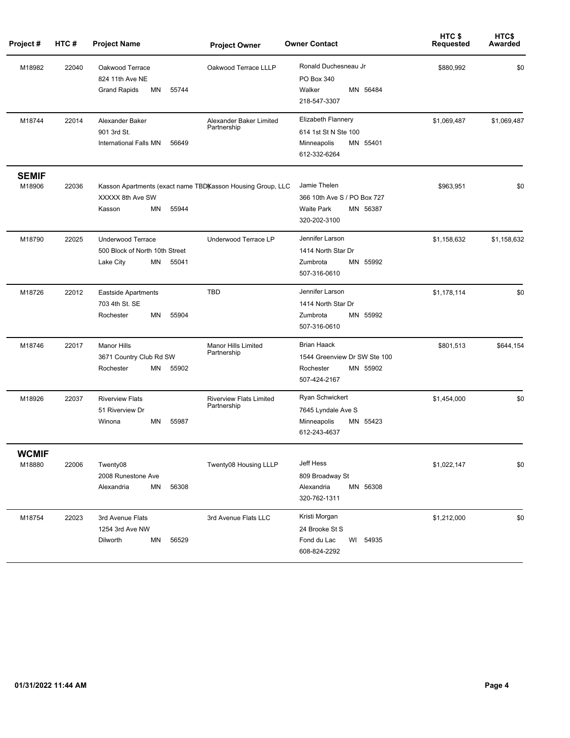| Project # | HTC # | Project Name | Project Owner | Owner Contact | HTC $ Requested | HTC$ Awarded |
|---|---|---|---|---|---|---|
| M18982 | 22040 | Oakwood Terrace<br>824 11th Ave NE<br>Grand Rapids MN 55744 | Oakwood Terrace LLLP | Ronald Duchesneau Jr<br>PO Box 340<br>Walker MN 56484<br>218-547-3307 | $880,992 | $0 |
| M18744 | 22014 | Alexander Baker<br>901 3rd St.<br>International Falls MN 56649 | Alexander Baker Limited Partnership | Elizabeth Flannery<br>614 1st St N Ste 100<br>Minneapolis MN 55401<br>612-332-6264 | $1,069,487 | $1,069,487 |
| **SEMIF** | | | | | | |
| M18906 | 22036 | Kasson Apartments (exact name TBD)<br>XXXXX 8th Ave SW<br>Kasson MN 55944 | Kasson Housing Group, LLC | Jamie Thelen<br>366 10th Ave S / PO Box 727<br>Waite Park MN 56387<br>320-202-3100 | $963,951 | $0 |
| M18790 | 22025 | Underwood Terrace<br>500 Block of North 10th Street<br>Lake City MN 55041 | Underwood Terrace LP | Jennifer Larson<br>1414 North Star Dr<br>Zumbrota MN 55992<br>507-316-0610 | $1,158,632 | $1,158,632 |
| M18726 | 22012 | Eastside Apartments<br>703 4th St. SE<br>Rochester MN 55904 | TBD | Jennifer Larson<br>1414 North Star Dr<br>Zumbrota MN 55992<br>507-316-0610 | $1,178,114 | $0 |
| M18746 | 22017 | Manor Hills<br>3671 Country Club Rd SW<br>Rochester MN 55902 | Manor Hills Limited Partnership | Brian Haack<br>1544 Greenview Dr SW Ste 100<br>Rochester MN 55902<br>507-424-2167 | $801,513 | $644,154 |
| M18926 | 22037 | Riverview Flats<br>51 Riverview Dr<br>Winona MN 55987 | Riverview Flats Limited Partnership | Ryan Schwickert<br>7645 Lyndale Ave S<br>Minneapolis MN 55423<br>612-243-4637 | $1,454,000 | $0 |
| **WCMIF** | | | | | | |
| M18880 | 22006 | Twenty08<br>2008 Runestone Ave<br>Alexandria MN 56308 | Twenty08 Housing LLLP | Jeff Hess<br>809 Broadway St<br>Alexandria MN 56308<br>320-762-1311 | $1,022,147 | $0 |
| M18754 | 22023 | 3rd Avenue Flats<br>1254 3rd Ave NW<br>Dilworth MN 56529 | 3rd Avenue Flats LLC | Kristi Morgan<br>24 Brooke St S<br>Fond du Lac WI 54935<br>608-824-2292 | $1,212,000 | $0 |